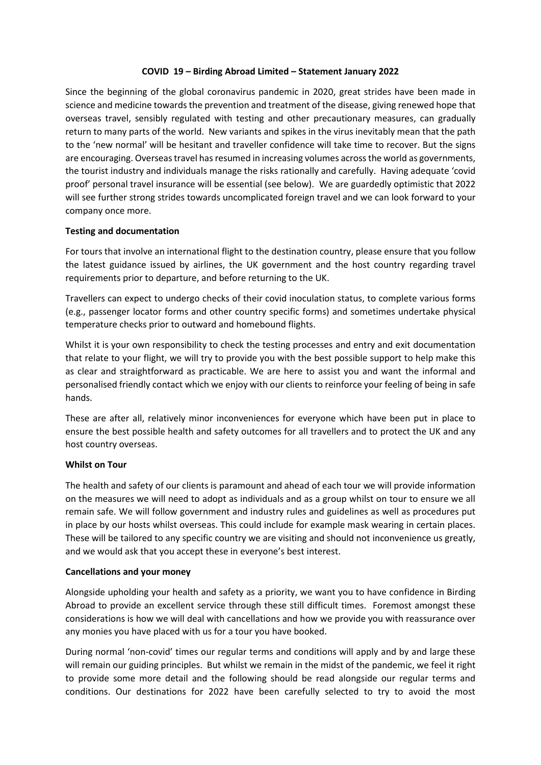# COVID 19 – Birding Abroad Limited – Statement January 2022

Since the beginning of the global coronavirus pandemic in 2020, great strides have been made in science and medicine towards the prevention and treatment of the disease, giving renewed hope that overseas travel, sensibly regulated with testing and other precautionary measures, can gradually return to many parts of the world. New variants and spikes in the virus inevitably mean that the path to the 'new normal' will be hesitant and traveller confidence will take time to recover. But the signs are encouraging. Overseas travel has resumed in increasing volumes across the world as governments, the tourist industry and individuals manage the risks rationally and carefully. Having adequate 'covid proof' personal travel insurance will be essential (see below). We are guardedly optimistic that 2022 will see further strong strides towards uncomplicated foreign travel and we can look forward to your company once more.

## Testing and documentation

For tours that involve an international flight to the destination country, please ensure that you follow the latest guidance issued by airlines, the UK government and the host country regarding travel requirements prior to departure, and before returning to the UK.

Travellers can expect to undergo checks of their covid inoculation status, to complete various forms (e.g., passenger locator forms and other country specific forms) and sometimes undertake physical temperature checks prior to outward and homebound flights.

Whilst it is your own responsibility to check the testing processes and entry and exit documentation that relate to your flight, we will try to provide you with the best possible support to help make this as clear and straightforward as practicable. We are here to assist you and want the informal and personalised friendly contact which we enjoy with our clients to reinforce your feeling of being in safe hands.

These are after all, relatively minor inconveniences for everyone which have been put in place to ensure the best possible health and safety outcomes for all travellers and to protect the UK and any host country overseas.

## Whilst on Tour

The health and safety of our clients is paramount and ahead of each tour we will provide information on the measures we will need to adopt as individuals and as a group whilst on tour to ensure we all remain safe. We will follow government and industry rules and guidelines as well as procedures put in place by our hosts whilst overseas. This could include for example mask wearing in certain places. These will be tailored to any specific country we are visiting and should not inconvenience us greatly, and we would ask that you accept these in everyone's best interest.

## Cancellations and your money

Alongside upholding your health and safety as a priority, we want you to have confidence in Birding Abroad to provide an excellent service through these still difficult times. Foremost amongst these considerations is how we will deal with cancellations and how we provide you with reassurance over any monies you have placed with us for a tour you have booked.

During normal 'non-covid' times our regular terms and conditions will apply and by and large these will remain our guiding principles. But whilst we remain in the midst of the pandemic, we feel it right to provide some more detail and the following should be read alongside our regular terms and conditions. Our destinations for 2022 have been carefully selected to try to avoid the most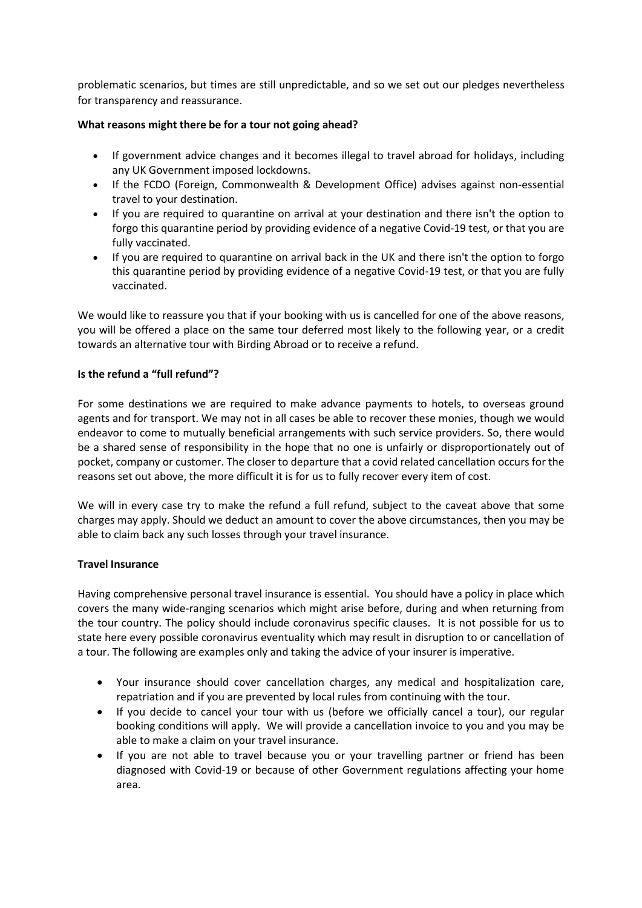problematic scenarios, but times are still unpredictable, and so we set out our pledges nevertheless for transparency and reassurance.

**What reasons might there be for a tour not going ahead?**

- If government advice changes and it becomes illegal to travel abroad for holidays, including any UK Government imposed lockdowns.
- If the FCDO (Foreign, Commonwealth & Development Office) advises against non-essential travel to your destination.
- If you are required to quarantine on arrival at your destination and there isn't the option to forgo this quarantine period by providing evidence of a negative Covid-19 test, or that you are fully vaccinated.
- If you are required to quarantine on arrival back in the UK and there isn't the option to forgo this quarantine period by providing evidence of a negative Covid-19 test, or that you are fully vaccinated.

We would like to reassure you that if your booking with us is cancelled for one of the above reasons, you will be offered a place on the same tour deferred most likely to the following year, or a credit towards an alternative tour with Birding Abroad or to receive a refund.

**Is the refund a "full refund"?**

For some destinations we are required to make advance payments to hotels, to overseas ground agents and for transport. We may not in all cases be able to recover these monies, though we would endeavor to come to mutually beneficial arrangements with such service providers. So, there would be a shared sense of responsibility in the hope that no one is unfairly or disproportionately out of pocket, company or customer. The closer to departure that a covid related cancellation occurs for the reasons set out above, the more difficult it is for us to fully recover every item of cost.

We will in every case try to make the refund a full refund, subject to the caveat above that some charges may apply. Should we deduct an amount to cover the above circumstances, then you may be able to claim back any such losses through your travel insurance.

**Travel Insurance**

Having comprehensive personal travel insurance is essential. You should have a policy in place which covers the many wide-ranging scenarios which might arise before, during and when returning from the tour country. The policy should include coronavirus specific clauses. It is not possible for us to state here every possible coronavirus eventuality which may result in disruption to or cancellation of a tour. The following are examples only and taking the advice of your insurer is imperative.

- Your insurance should cover cancellation charges, any medical and hospitalization care, repatriation and if you are prevented by local rules from continuing with the tour.
- If you decide to cancel your tour with us (before we officially cancel a tour), our regular booking conditions will apply. We will provide a cancellation invoice to you and you may be able to make a claim on your travel insurance.
- If you are not able to travel because you or your travelling partner or friend has been diagnosed with Covid-19 or because of other Government regulations affecting your home area.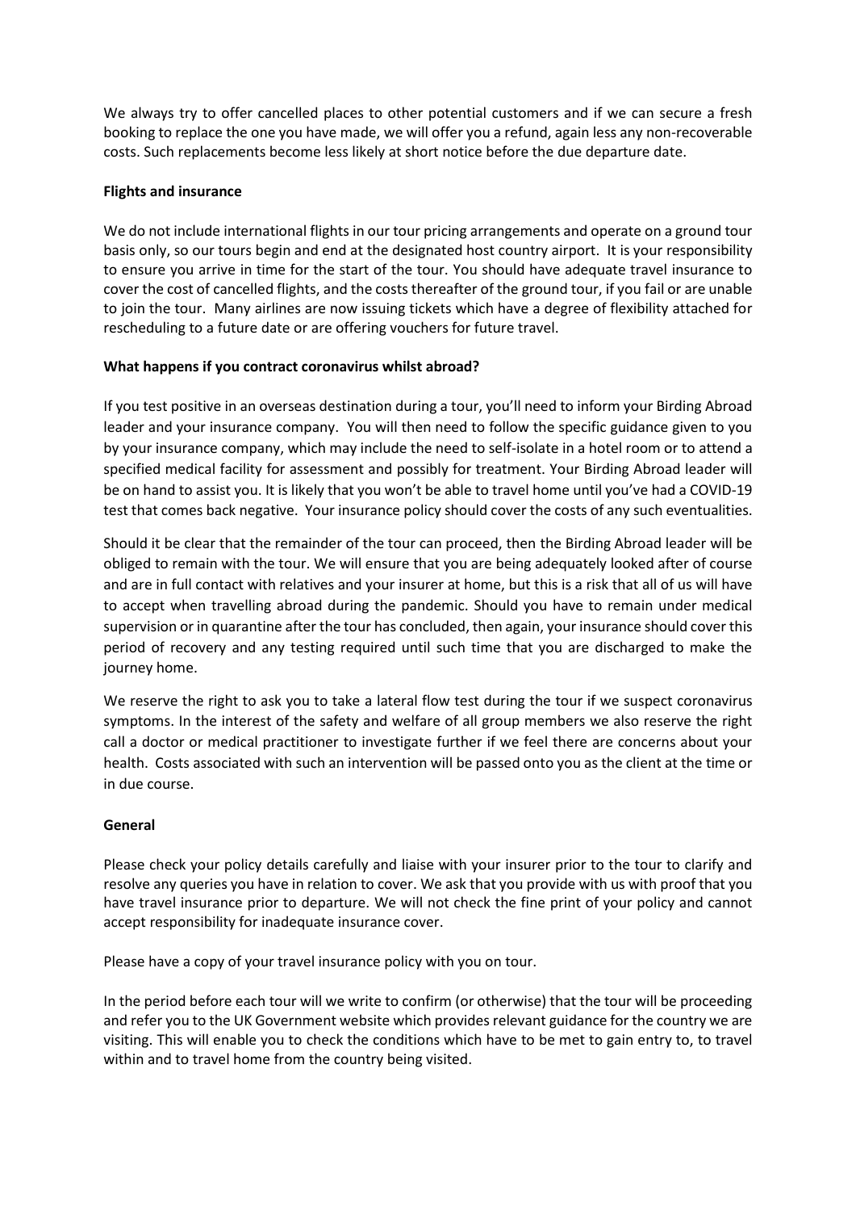We always try to offer cancelled places to other potential customers and if we can secure a fresh booking to replace the one you have made, we will offer you a refund, again less any non-recoverable costs. Such replacements become less likely at short notice before the due departure date.

**Flights and insurance**

We do not include international flights in our tour pricing arrangements and operate on a ground tour basis only, so our tours begin and end at the designated host country airport. It is your responsibility to ensure you arrive in time for the start of the tour. You should have adequate travel insurance to cover the cost of cancelled flights, and the costs thereafter of the ground tour, if you fail or are unable to join the tour. Many airlines are now issuing tickets which have a degree of flexibility attached for rescheduling to a future date or are offering vouchers for future travel.

**What happens if you contract coronavirus whilst abroad?**

If you test positive in an overseas destination during a tour, you'll need to inform your Birding Abroad leader and your insurance company. You will then need to follow the specific guidance given to you by your insurance company, which may include the need to self-isolate in a hotel room or to attend a specified medical facility for assessment and possibly for treatment. Your Birding Abroad leader will be on hand to assist you. It is likely that you won't be able to travel home until you've had a COVID-19 test that comes back negative. Your insurance policy should cover the costs of any such eventualities.

Should it be clear that the remainder of the tour can proceed, then the Birding Abroad leader will be obliged to remain with the tour. We will ensure that you are being adequately looked after of course and are in full contact with relatives and your insurer at home, but this is a risk that all of us will have to accept when travelling abroad during the pandemic. Should you have to remain under medical supervision or in quarantine after the tour has concluded, then again, your insurance should cover this period of recovery and any testing required until such time that you are discharged to make the journey home.

We reserve the right to ask you to take a lateral flow test during the tour if we suspect coronavirus symptoms. In the interest of the safety and welfare of all group members we also reserve the right call a doctor or medical practitioner to investigate further if we feel there are concerns about your health. Costs associated with such an intervention will be passed onto you as the client at the time or in due course.

**General**

Please check your policy details carefully and liaise with your insurer prior to the tour to clarify and resolve any queries you have in relation to cover. We ask that you provide with us with proof that you have travel insurance prior to departure. We will not check the fine print of your policy and cannot accept responsibility for inadequate insurance cover.

Please have a copy of your travel insurance policy with you on tour.

In the period before each tour will we write to confirm (or otherwise) that the tour will be proceeding and refer you to the UK Government website which provides relevant guidance for the country we are visiting. This will enable you to check the conditions which have to be met to gain entry to, to travel within and to travel home from the country being visited.